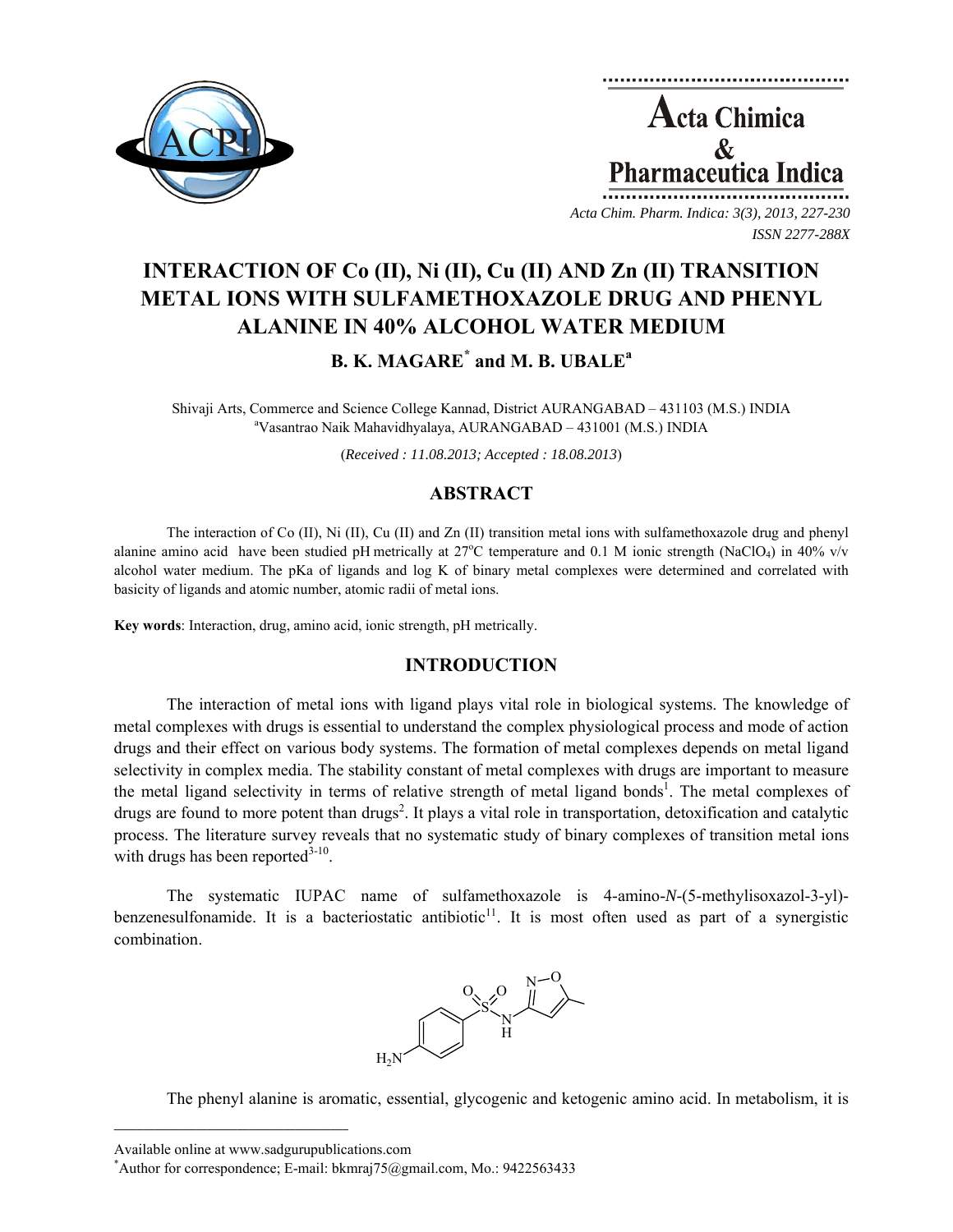# INTERACTION OF Co (II), Ni (II), Cu (II) AND Zn (II) TRANSITION METAL IONS WITH SULFAMETHOXAZOLE DRUG AND PHENYL ALANINE IN 40% ALCOHOL WATER MEDIUM

**B. K. MAGARE[*] and M. B. UBALE[a]**

Shivaji Arts, Commerce and Science College Kannad, District AURANGABAD – 431103 (M.S.) INDIA
[a]Vasantrao Naik Mahavidhyalaya, AURANGABAD – 431001 (M.S.) INDIA

(*Received : 11.08.2013; Accepted : 18.08.2013*)

## ABSTRACT

The interaction of Co (II), Ni (II), Cu (II) and Zn (II) transition metal ions with sulfamethoxazole drug and phenyl alanine amino acid have been studied pH metrically at 27°C temperature and 0.1 M ionic strength ($NaClO_4$) in 40% v/v alcohol water medium. The pKa of ligands and log K of binary metal complexes were determined and correlated with basicity of ligands and atomic number, atomic radii of metal ions.

**Key words**: Interaction, drug, amino acid, ionic strength, pH metrically.

## INTRODUCTION

The interaction of metal ions with ligand plays vital role in biological systems. The knowledge of metal complexes with drugs is essential to understand the complex physiological process and mode of action drugs and their effect on various body systems. The formation of metal complexes depends on metal ligand selectivity in complex media. The stability constant of metal complexes with drugs are important to measure the metal ligand selectivity in terms of relative strength of metal ligand bonds[1]. The metal complexes of drugs are found to more potent than drugs[2]. It plays a vital role in transportation, detoxification and catalytic process. The literature survey reveals that no systematic study of binary complexes of transition metal ions with drugs has been reported[3-10].

The systematic IUPAC name of sulfamethoxazole is 4-amino-*N*-(5-methylisoxazol-3-yl)-benzenesulfonamide. It is a bacteriostatic antibiotic[11]. It is most often used as part of a synergistic combination.

The phenyl alanine is aromatic, essential, glycogenic and ketogenic amino acid. In metabolism, it is

---

Available online at www.sadgurupublications.com
[*]Author for correspondence; E-mail: bkmraj75@gmail.com, Mo.: 9422563433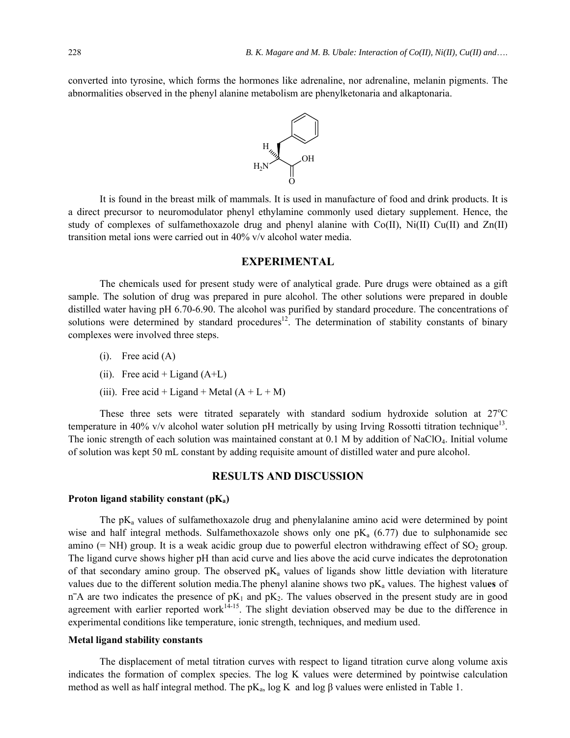converted into tyrosine, which forms the hormones like adrenaline, nor adrenaline, melanin pigments. The abnormalities observed in the phenyl alanine metabolism are phenylketonaria and alkaptonaria.

It is found in the breast milk of mammals. It is used in manufacture of food and drink products. It is a direct precursor to neuromodulator phenyl ethylamine commonly used dietary supplement. Hence, the study of complexes of sulfamethoxazole drug and phenyl alanine with Co(II), Ni(II) Cu(II) and Zn(II) transition metal ions were carried out in 40% v/v alcohol water media.

## EXPERIMENTAL

The chemicals used for present study were of analytical grade. Pure drugs were obtained as a gift sample. The solution of drug was prepared in pure alcohol. The other solutions were prepared in double distilled water having pH 6.70-6.90. The alcohol was purified by standard procedure. The concentrations of solutions were determined by standard procedures[12]. The determination of stability constants of binary complexes were involved three steps.

(i). Free acid (A)

(ii). Free acid + Ligand (A+L)

(iii). Free acid + Ligand + Metal (A + L + M)

These three sets were titrated separately with standard sodium hydroxide solution at 27°C temperature in 40% v/v alcohol water solution pH metrically by using Irving Rossotti titration technique[13]. The ionic strength of each solution was maintained constant at 0.1 M by addition of $NaClO_4$. Initial volume of solution was kept 50 mL constant by adding requisite amount of distilled water and pure alcohol.

## RESULTS AND DISCUSSION

### Proton ligand stability constant ($pK_a$)

The $pK_a$ values of sulfamethoxazole drug and phenylalanine amino acid were determined by point wise and half integral methods. Sulfamethoxazole shows only one $pK_a$ (6.77) due to sulphonamide sec amino (= NH) group. It is a weak acidic group due to powerful electron withdrawing effect of $SO_2$ group. The ligand curve shows higher pH than acid curve and lies above the acid curve indicates the deprotonation of that secondary amino group. The observed $pK_a$ values of ligands show little deviation with literature values due to the different solution media.The phenyl alanine shows two $pK_a$ values. The highest valu**es** of $\bar{n}A$ are two indicates the presence of $pK_1$ and $pK_2$. The values observed in the present study are in good agreement with earlier reported work[14-15]. The slight deviation observed may be due to the difference in experimental conditions like temperature, ionic strength, techniques, and medium used.

### Metal ligand stability constants

The displacement of metal titration curves with respect to ligand titration curve along volume axis indicates the formation of complex species. The log K values were determined by pointwise calculation method as well as half integral method. The $pK_a$, log K and log β values were enlisted in Table 1.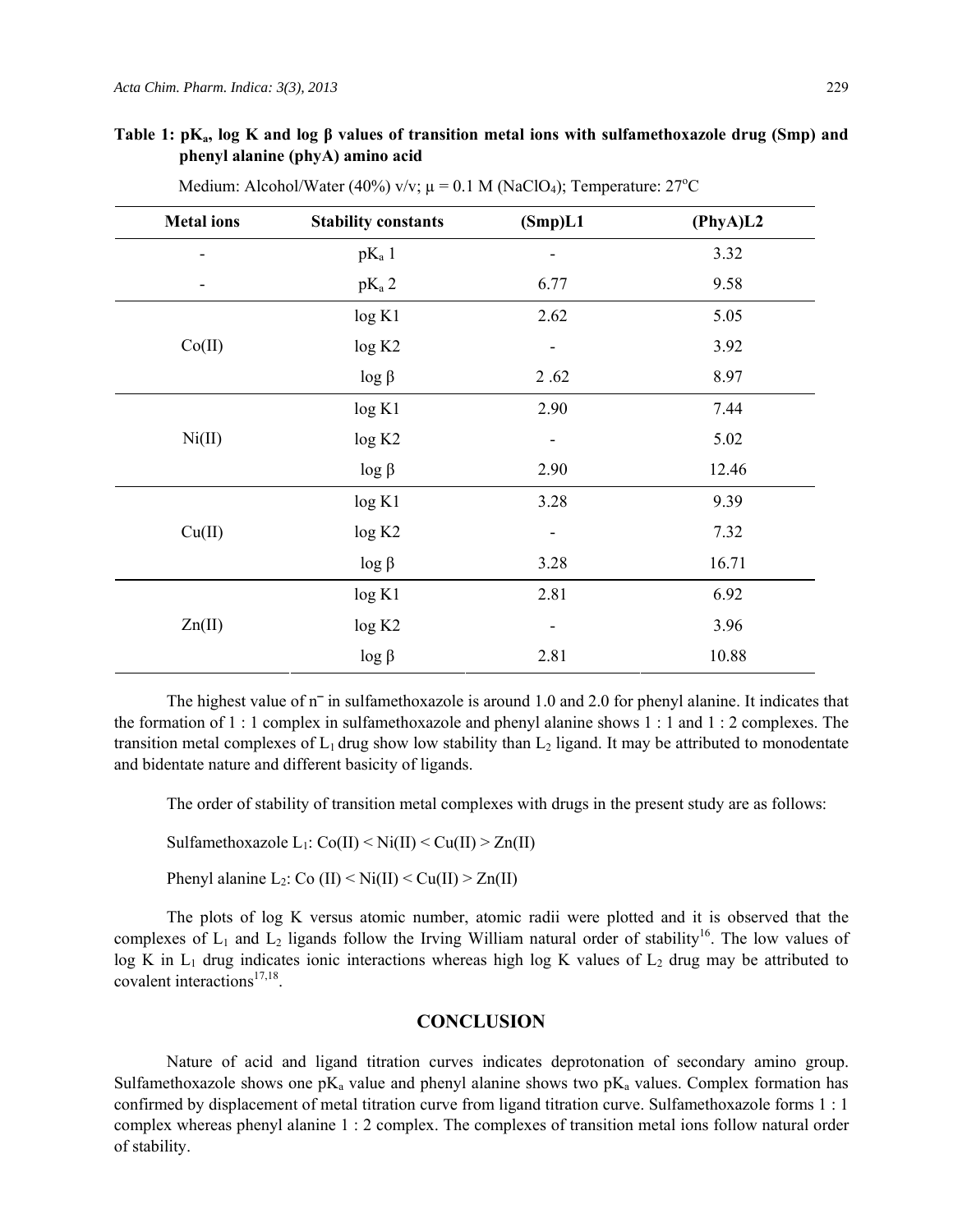**Table 1: $pK_a$, log K and log β values of transition metal ions with sulfamethoxazole drug (Smp) and phenyl alanine (phyA) amino acid**

Medium: Alcohol/Water (40%) v/v; μ = 0.1 M ($NaClO_4$); Temperature: 27°C

| Metal ions | Stability constants | (Smp)L1 | (PhyA)L2 |
|---|---|---|---|
| - | $pK_a$ 1 | - | 3.32 |
| - | $pK_a$ 2 | 6.77 | 9.58 |
| Co(II) | log K1 | 2.62 | 5.05 |
| | log K2 | - | 3.92 |
| | log β | 2 .62 | 8.97 |
| Ni(II) | log K1 | 2.90 | 7.44 |
| | log K2 | - | 5.02 |
| | log β | 2.90 | 12.46 |
| Cu(II) | log K1 | 3.28 | 9.39 |
| | log K2 | - | 7.32 |
| | log β | 3.28 | 16.71 |
| Zn(II) | log K1 | 2.81 | 6.92 |
| | log K2 | - | 3.96 |
| | log β | 2.81 | 10.88 |

The highest value of $\bar{n}$ in sulfamethoxazole is around 1.0 and 2.0 for phenyl alanine. It indicates that the formation of 1 : 1 complex in sulfamethoxazole and phenyl alanine shows 1 : 1 and 1 : 2 complexes. The transition metal complexes of $L_1$ drug show low stability than $L_2$ ligand. It may be attributed to monodentate and bidentate nature and different basicity of ligands.

The order of stability of transition metal complexes with drugs in the present study are as follows:

Sulfamethoxazole $L_1$: Co(II) < Ni(II) < Cu(II) > Zn(II)

Phenyl alanine $L_2$: Co (II) < Ni(II) < Cu(II) > Zn(II)

The plots of log K versus atomic number, atomic radii were plotted and it is observed that the complexes of $L_1$ and $L_2$ ligands follow the Irving William natural order of stability[16]. The low values of log K in $L_1$ drug indicates ionic interactions whereas high log K values of $L_2$ drug may be attributed to covalent interactions[17,18].

## CONCLUSION

Nature of acid and ligand titration curves indicates deprotonation of secondary amino group. Sulfamethoxazole shows one $pK_a$ value and phenyl alanine shows two $pK_a$ values. Complex formation has confirmed by displacement of metal titration curve from ligand titration curve. Sulfamethoxazole forms 1 : 1 complex whereas phenyl alanine 1 : 2 complex. The complexes of transition metal ions follow natural order of stability.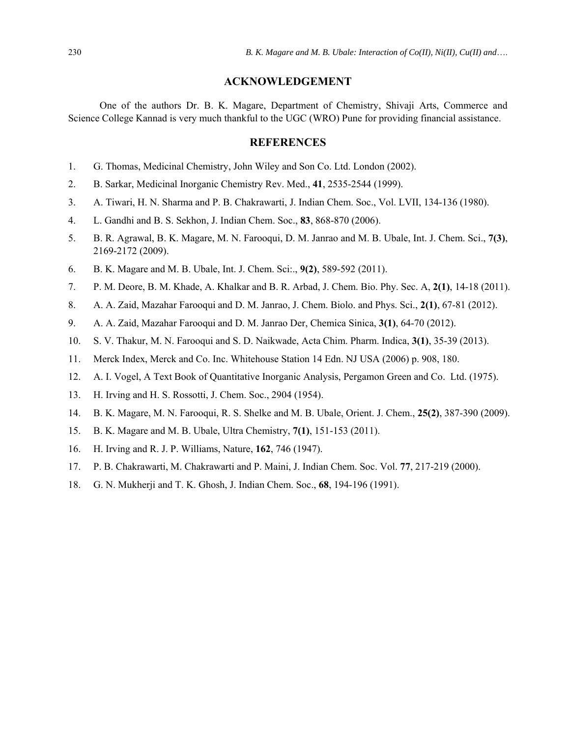## ACKNOWLEDGEMENT

One of the authors Dr. B. K. Magare, Department of Chemistry, Shivaji Arts, Commerce and Science College Kannad is very much thankful to the UGC (WRO) Pune for providing financial assistance.

## REFERENCES

1. G. Thomas, Medicinal Chemistry, John Wiley and Son Co. Ltd. London (2002).
2. B. Sarkar, Medicinal Inorganic Chemistry Rev. Med., **41**, 2535-2544 (1999).
3. A. Tiwari, H. N. Sharma and P. B. Chakrawarti, J. Indian Chem. Soc., Vol. LVII, 134-136 (1980).
4. L. Gandhi and B. S. Sekhon, J. Indian Chem. Soc., **83**, 868-870 (2006).
5. B. R. Agrawal, B. K. Magare, M. N. Farooqui, D. M. Janrao and M. B. Ubale, Int. J. Chem. Sci., **7(3)**, 2169-2172 (2009).
6. B. K. Magare and M. B. Ubale, Int. J. Chem. Sci:., **9(2)**, 589-592 (2011).
7. P. M. Deore, B. M. Khade, A. Khalkar and B. R. Arbad, J. Chem. Bio. Phy. Sec. A, **2(1)**, 14-18 (2011).
8. A. A. Zaid, Mazahar Farooqui and D. M. Janrao, J. Chem. Biolo. and Phys. Sci., **2(1)**, 67-81 (2012).
9. A. A. Zaid, Mazahar Farooqui and D. M. Janrao Der, Chemica Sinica, **3(1)**, 64-70 (2012).
10. S. V. Thakur, M. N. Farooqui and S. D. Naikwade, Acta Chim. Pharm. Indica, **3(1)**, 35-39 (2013).
11. Merck Index, Merck and Co. Inc. Whitehouse Station 14 Edn. NJ USA (2006) p. 908, 180.
12. A. I. Vogel, A Text Book of Quantitative Inorganic Analysis, Pergamon Green and Co. Ltd. (1975).
13. H. Irving and H. S. Rossotti, J. Chem. Soc., 2904 (1954).
14. B. K. Magare, M. N. Farooqui, R. S. Shelke and M. B. Ubale, Orient. J. Chem., **25(2)**, 387-390 (2009).
15. B. K. Magare and M. B. Ubale, Ultra Chemistry, **7(1)**, 151-153 (2011).
16. H. Irving and R. J. P. Williams, Nature, **162**, 746 (1947).
17. P. B. Chakrawarti, M. Chakrawarti and P. Maini, J. Indian Chem. Soc. Vol. **77**, 217-219 (2000).
18. G. N. Mukherji and T. K. Ghosh, J. Indian Chem. Soc., **68**, 194-196 (1991).